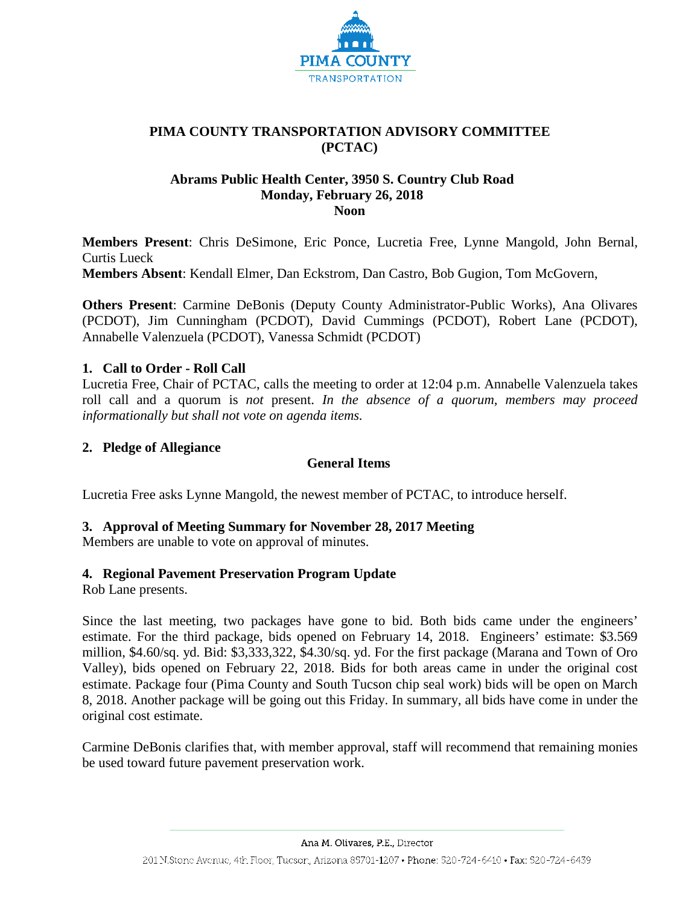# PIMA COUNTY TRANSPORTATION ADVISORY COMMITTEE (PCTAC)

**Abrams Public Health Center, 3950 S. Country Club Road**
**Monday, February 26, 2018**
**Noon**

**Members Present**: Chris DeSimone, Eric Ponce, Lucretia Free, Lynne Mangold, John Bernal, Curtis Lueck
**Members Absent**: Kendall Elmer, Dan Eckstrom, Dan Castro, Bob Gugion, Tom McGovern,

**Others Present**: Carmine DeBonis (Deputy County Administrator-Public Works), Ana Olivares (PCDOT), Jim Cunningham (PCDOT), David Cummings (PCDOT), Robert Lane (PCDOT), Annabelle Valenzuela (PCDOT), Vanessa Schmidt (PCDOT)

## 1. Call to Order - Roll Call

Lucretia Free, Chair of PCTAC, calls the meeting to order at 12:04 p.m. Annabelle Valenzuela takes roll call and a quorum is *not* present. *In the absence of a quorum, members may proceed informationally but shall not vote on agenda items.*

## 2. Pledge of Allegiance

### General Items

Lucretia Free asks Lynne Mangold, the newest member of PCTAC, to introduce herself.

## 3. Approval of Meeting Summary for November 28, 2017 Meeting

Members are unable to vote on approval of minutes.

## 4. Regional Pavement Preservation Program Update

Rob Lane presents.

Since the last meeting, two packages have gone to bid. Both bids came under the engineers' estimate. For the third package, bids opened on February 14, 2018. Engineers' estimate: $3.569 million, $4.60/sq. yd. Bid: $3,333,322, $4.30/sq. yd. For the first package (Marana and Town of Oro Valley), bids opened on February 22, 2018. Bids for both areas came in under the original cost estimate. Package four (Pima County and South Tucson chip seal work) bids will be open on March 8, 2018. Another package will be going out this Friday. In summary, all bids have come in under the original cost estimate.

Carmine DeBonis clarifies that, with member approval, staff will recommend that remaining monies be used toward future pavement preservation work.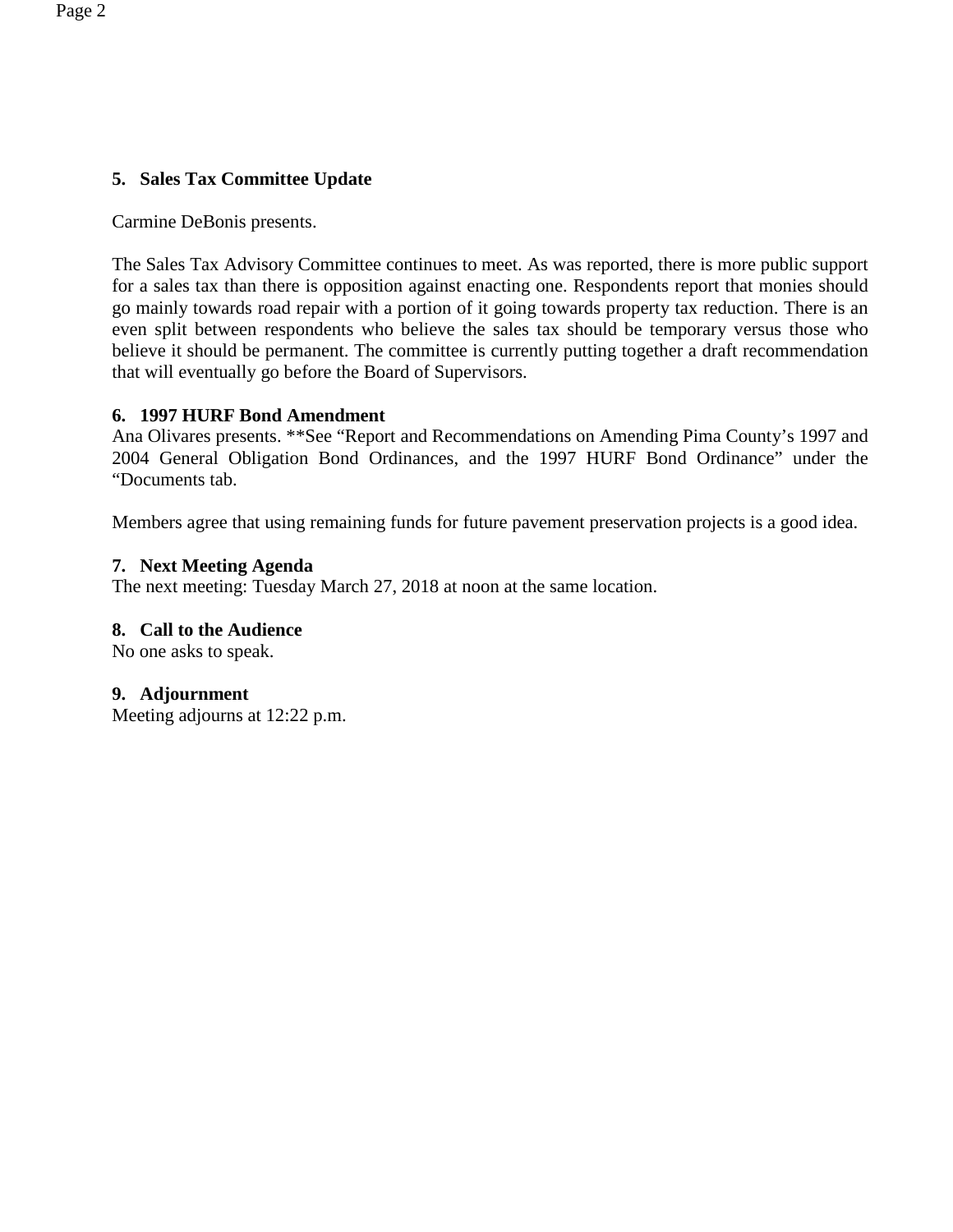**5. Sales Tax Committee Update**

Carmine DeBonis presents.

The Sales Tax Advisory Committee continues to meet. As was reported, there is more public support for a sales tax than there is opposition against enacting one. Respondents report that monies should go mainly towards road repair with a portion of it going towards property tax reduction. There is an even split between respondents who believe the sales tax should be temporary versus those who believe it should be permanent. The committee is currently putting together a draft recommendation that will eventually go before the Board of Supervisors.

**6. 1997 HURF Bond Amendment**

Ana Olivares presents. **See "Report and Recommendations on Amending Pima County's 1997 and 2004 General Obligation Bond Ordinances, and the 1997 HURF Bond Ordinance" under the "Documents tab.

Members agree that using remaining funds for future pavement preservation projects is a good idea.

**7. Next Meeting Agenda**

The next meeting: Tuesday March 27, 2018 at noon at the same location.

**8. Call to the Audience**

No one asks to speak.

**9. Adjournment**

Meeting adjourns at 12:22 p.m.